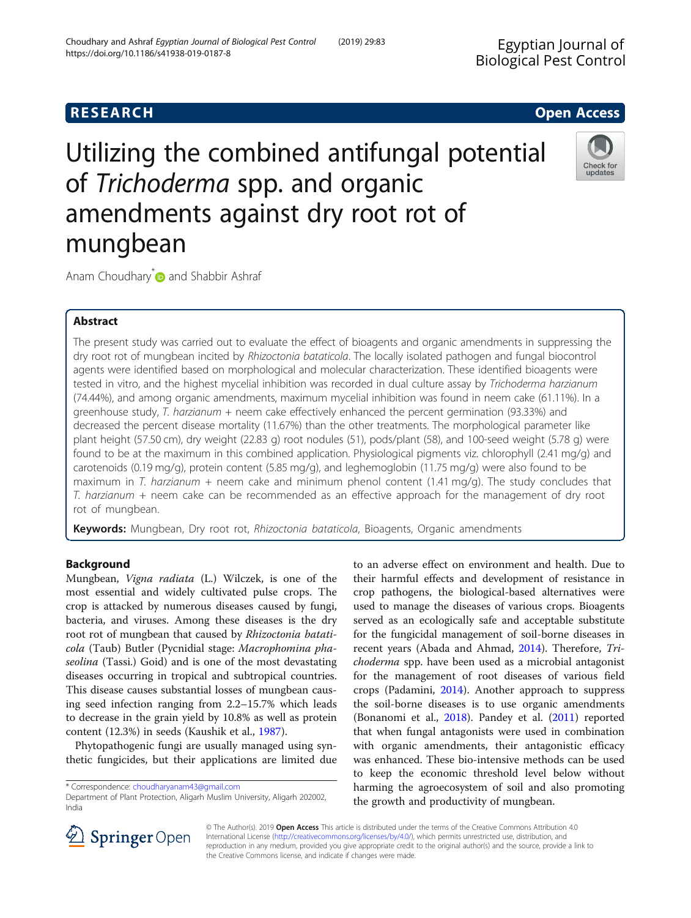RESEARCH Open Access

# Utilizing the combined antifungal potential of *Trichoderma* spp. and organic amendments against dry root rot of mungbean

Anam Choudhary* and Shabbir Ashraf

## Abstract

The present study was carried out to evaluate the effect of bioagents and organic amendments in suppressing the dry root rot of mungbean incited by *Rhizoctonia bataticola*. The locally isolated pathogen and fungal biocontrol agents were identified based on morphological and molecular characterization. These identified bioagents were tested in vitro, and the highest mycelial inhibition was recorded in dual culture assay by *Trichoderma harzianum* (74.44%), and among organic amendments, maximum mycelial inhibition was found in neem cake (61.11%). In a greenhouse study, *T. harzianum* + neem cake effectively enhanced the percent germination (93.33%) and decreased the percent disease mortality (11.67%) than the other treatments. The morphological parameter like plant height (57.50 cm), dry weight (22.83 g) root nodules (51), pods/plant (58), and 100-seed weight (5.78 g) were found to be at the maximum in this combined application. Physiological pigments viz. chlorophyll (2.41 mg/g) and carotenoids (0.19 mg/g), protein content (5.85 mg/g), and leghemoglobin (11.75 mg/g) were also found to be maximum in *T. harzianum* + neem cake and minimum phenol content (1.41 mg/g). The study concludes that *T. harzianum* + neem cake can be recommended as an effective approach for the management of dry root rot of mungbean.

**Keywords:** Mungbean, Dry root rot, *Rhizoctonia bataticola*, Bioagents, Organic amendments

## Background

Mungbean, *Vigna radiata* (L.) Wilczek, is one of the most essential and widely cultivated pulse crops. The crop is attacked by numerous diseases caused by fungi, bacteria, and viruses. Among these diseases is the dry root rot of mungbean that caused by *Rhizoctonia bataticola* (Taub) Butler (Pycnidial stage: *Macrophomina phaseolina* (Tassi.) Goid) and is one of the most devastating diseases occurring in tropical and subtropical countries. This disease causes substantial losses of mungbean causing seed infection ranging from 2.2–15.7% which leads to decrease in the grain yield by 10.8% as well as protein content (12.3%) in seeds (Kaushik et al., 1987).

Phytopathogenic fungi are usually managed using synthetic fungicides, but their applications are limited due to an adverse effect on environment and health. Due to their harmful effects and development of resistance in crop pathogens, the biological-based alternatives were used to manage the diseases of various crops. Bioagents served as an ecologically safe and acceptable substitute for the fungicidal management of soil-borne diseases in recent years (Abada and Ahmad, 2014). Therefore, *Trichoderma* spp. have been used as a microbial antagonist for the management of root diseases of various field crops (Padamini, 2014). Another approach to suppress the soil-borne diseases is to use organic amendments (Bonanomi et al., 2018). Pandey et al. (2011) reported that when fungal antagonists were used in combination with organic amendments, their antagonistic efficacy was enhanced. These bio-intensive methods can be used to keep the economic threshold level below without harming the agroecosystem of soil and also promoting the growth and productivity of mungbean.

\* Correspondence: choudharyanam43@gmail.com
Department of Plant Protection, Aligarh Muslim University, Aligarh 202002, India

© The Author(s). 2019 **Open Access** This article is distributed under the terms of the Creative Commons Attribution 4.0 International License (http://creativecommons.org/licenses/by/4.0/), which permits unrestricted use, distribution, and reproduction in any medium, provided you give appropriate credit to the original author(s) and the source, provide a link to the Creative Commons license, and indicate if changes were made.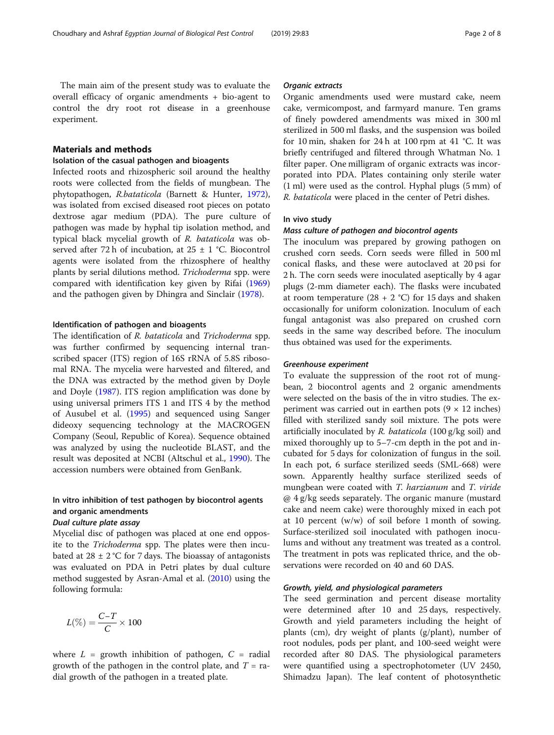The main aim of the present study was to evaluate the overall efficacy of organic amendments + bio-agent to control the dry root rot disease in a greenhouse experiment.

## Materials and methods

### Isolation of the casual pathogen and bioagents

Infected roots and rhizospheric soil around the healthy roots were collected from the fields of mungbean. The phytopathogen, *R.bataticola* (Barnett & Hunter, 1972), was isolated from excised diseased root pieces on potato dextrose agar medium (PDA). The pure culture of pathogen was made by hyphal tip isolation method, and typical black mycelial growth of *R. bataticola* was observed after 72 h of incubation, at 25 ± 1 °C. Biocontrol agents were isolated from the rhizosphere of healthy plants by serial dilutions method. *Trichoderma* spp. were compared with identification key given by Rifai (1969) and the pathogen given by Dhingra and Sinclair (1978).

### Identification of pathogen and bioagents

The identification of *R. bataticola* and *Trichoderma* spp. was further confirmed by sequencing internal transcribed spacer (ITS) region of 16S rRNA of 5.8S ribosomal RNA. The mycelia were harvested and filtered, and the DNA was extracted by the method given by Doyle and Doyle (1987). ITS region amplification was done by using universal primers ITS 1 and ITS 4 by the method of Ausubel et al. (1995) and sequenced using Sanger dideoxy sequencing technology at the MACROGEN Company (Seoul, Republic of Korea). Sequence obtained was analyzed by using the nucleotide BLAST, and the result was deposited at NCBI (Altschul et al., 1990). The accession numbers were obtained from GenBank.

### In vitro inhibition of test pathogen by biocontrol agents and organic amendments

#### *Dual culture plate assay*

Mycelial disc of pathogen was placed at one end opposite to the *Trichoderma* spp. The plates were then incubated at 28 ± 2 °C for 7 days. The bioassay of antagonists was evaluated on PDA in Petri plates by dual culture method suggested by Asran-Amal et al. (2010) using the following formula:

$$L(\%) = \frac{C - T}{C} \times 100$$

where $L$ = growth inhibition of pathogen, $C$ = radial growth of the pathogen in the control plate, and $T$ = radial growth of the pathogen in a treated plate.

#### *Organic extracts*

Organic amendments used were mustard cake, neem cake, vermicompost, and farmyard manure. Ten grams of finely powdered amendments was mixed in 300 ml sterilized in 500 ml flasks, and the suspension was boiled for 10 min, shaken for 24 h at 100 rpm at 41 °C. It was briefly centrifuged and filtered through Whatman No. 1 filter paper. One milligram of organic extracts was incorporated into PDA. Plates containing only sterile water (1 ml) were used as the control. Hyphal plugs (5 mm) of *R. bataticola* were placed in the center of Petri dishes.

### In vivo study

#### *Mass culture of pathogen and biocontrol agents*

The inoculum was prepared by growing pathogen on crushed corn seeds. Corn seeds were filled in 500 ml conical flasks, and these were autoclaved at 20 psi for 2 h. The corn seeds were inoculated aseptically by 4 agar plugs (2-mm diameter each). The flasks were incubated at room temperature (28 + 2 °C) for 15 days and shaken occasionally for uniform colonization. Inoculum of each fungal antagonist was also prepared on crushed corn seeds in the same way described before. The inoculum thus obtained was used for the experiments.

#### *Greenhouse experiment*

To evaluate the suppression of the root rot of mungbean, 2 biocontrol agents and 2 organic amendments were selected on the basis of the in vitro studies. The experiment was carried out in earthen pots (9 × 12 inches) filled with sterilized sandy soil mixture. The pots were artificially inoculated by *R. bataticola* (100 g/kg soil) and mixed thoroughly up to 5–7-cm depth in the pot and incubated for 5 days for colonization of fungus in the soil. In each pot, 6 surface sterilized seeds (SML-668) were sown. Apparently healthy surface sterilized seeds of mungbean were coated with *T. harzianum* and *T. viride* @ 4 g/kg seeds separately. The organic manure (mustard cake and neem cake) were thoroughly mixed in each pot at 10 percent (w/w) of soil before 1 month of sowing. Surface-sterilized soil inoculated with pathogen inoculums and without any treatment was treated as a control. The treatment in pots was replicated thrice, and the observations were recorded on 40 and 60 DAS.

#### *Growth, yield, and physiological parameters*

The seed germination and percent disease mortality were determined after 10 and 25 days, respectively. Growth and yield parameters including the height of plants (cm), dry weight of plants (g/plant), number of root nodules, pods per plant, and 100-seed weight were recorded after 80 DAS. The physiological parameters were quantified using a spectrophotometer (UV 2450, Shimadzu Japan). The leaf content of photosynthetic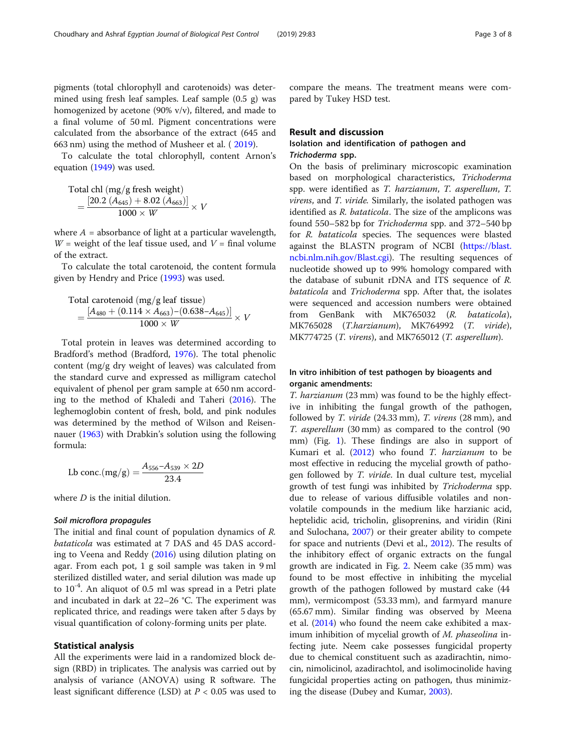pigments (total chlorophyll and carotenoids) was determined using fresh leaf samples. Leaf sample (0.5 g) was homogenized by acetone (90% v/v), filtered, and made to a final volume of 50 ml. Pigment concentrations were calculated from the absorbance of the extract (645 and 663 nm) using the method of Musheer et al. ( 2019).

To calculate the total chlorophyll, content Arnon's equation (1949) was used.

$$\text{Total chl (mg/g fresh weight)} = \frac{[20.2\ (A_{645}) + 8.02\ (A_{663})]}{1000 \times W} \times V$$

where $A$ = absorbance of light at a particular wavelength, $W$ = weight of the leaf tissue used, and $V$ = final volume of the extract.

To calculate the total carotenoid, the content formula given by Hendry and Price (1993) was used.

$$\text{Total carotenoid (mg/g leaf tissue)} = \frac{[A_{480} + (0.114 \times A_{663}) - (0.638 - A_{645})]}{1000 \times W} \times V$$

Total protein in leaves was determined according to Bradford's method (Bradford, 1976). The total phenolic content (mg/g dry weight of leaves) was calculated from the standard curve and expressed as milligram catechol equivalent of phenol per gram sample at 650 nm according to the method of Khaledi and Taheri (2016). The leghemoglobin content of fresh, bold, and pink nodules was determined by the method of Wilson and Reisenauer (1963) with Drabkin's solution using the following formula:

$$\text{Lb conc.(mg/g)} = \frac{A_{556} - A_{539} \times 2D}{23.4}$$

where $D$ is the initial dilution.

#### *Soil microflora propagules*

The initial and final count of population dynamics of *R. bataticola* was estimated at 7 DAS and 45 DAS according to Veena and Reddy (2016) using dilution plating on agar. From each pot, 1 g soil sample was taken in 9 ml sterilized distilled water, and serial dilution was made up to $10^{-4}$. An aliquot of 0.5 ml was spread in a Petri plate and incubated in dark at 22–26 °C. The experiment was replicated thrice, and readings were taken after 5 days by visual quantification of colony-forming units per plate.

### Statistical analysis

All the experiments were laid in a randomized block design (RBD) in triplicates. The analysis was carried out by analysis of variance (ANOVA) using R software. The least significant difference (LSD) at $P < 0.05$ was used to compare the means. The treatment means were compared by Tukey HSD test.

## Result and discussion

### Isolation and identification of pathogen and *Trichoderma* spp.

On the basis of preliminary microscopic examination based on morphological characteristics, *Trichoderma* spp. were identified as *T. harzianum*, *T. asperellum*, *T. virens*, and *T. viride.* Similarly, the isolated pathogen was identified as *R. bataticola*. The size of the amplicons was found 550–582 bp for *Trichoderma* spp. and 372–540 bp for *R. bataticola* species. The sequences were blasted against the BLASTN program of NCBI (https://blast.ncbi.nlm.nih.gov/Blast.cgi). The resulting sequences of nucleotide showed up to 99% homology compared with the database of subunit rDNA and ITS sequence of *R. bataticola* and *Trichoderma* spp. After that, the isolates were sequenced and accession numbers were obtained from GenBank with MK765032 (*R. bataticola*), MK765028 (*T.harzianum*), MK764992 (*T. viride*), MK774725 (*T. virens*), and MK765012 (*T. asperellum*).

### In vitro inhibition of test pathogen by bioagents and organic amendments:

*T. harzianum* (23 mm) was found to be the highly effective in inhibiting the fungal growth of the pathogen, followed by *T. viride* (24.33 mm), *T. virens* (28 mm), and *T. asperellum* (30 mm) as compared to the control (90 mm) (Fig. 1). These findings are also in support of Kumari et al. (2012) who found *T. harzianum* to be most effective in reducing the mycelial growth of pathogen followed by *T. viride*. In dual culture test, mycelial growth of test fungi was inhibited by *Trichoderma* spp. due to release of various diffusible volatiles and non-volatile compounds in the medium like harzianic acid, heptelidic acid, tricholin, glisoprenins, and viridin (Rini and Sulochana, 2007) or their greater ability to compete for space and nutrients (Devi et al., 2012). The results of the inhibitory effect of organic extracts on the fungal growth are indicated in Fig. 2. Neem cake (35 mm) was found to be most effective in inhibiting the mycelial growth of the pathogen followed by mustard cake (44 mm), vermicompost (53.33 mm), and farmyard manure (65.67 mm). Similar finding was observed by Meena et al. (2014) who found the neem cake exhibited a maximum inhibition of mycelial growth of *M. phaseolina* infecting jute. Neem cake possesses fungicidal property due to chemical constituent such as azadirachtin, nimocin, nimolicinol, azadirachtol, and isolimocinolide having fungicidal properties acting on pathogen, thus minimizing the disease (Dubey and Kumar, 2003).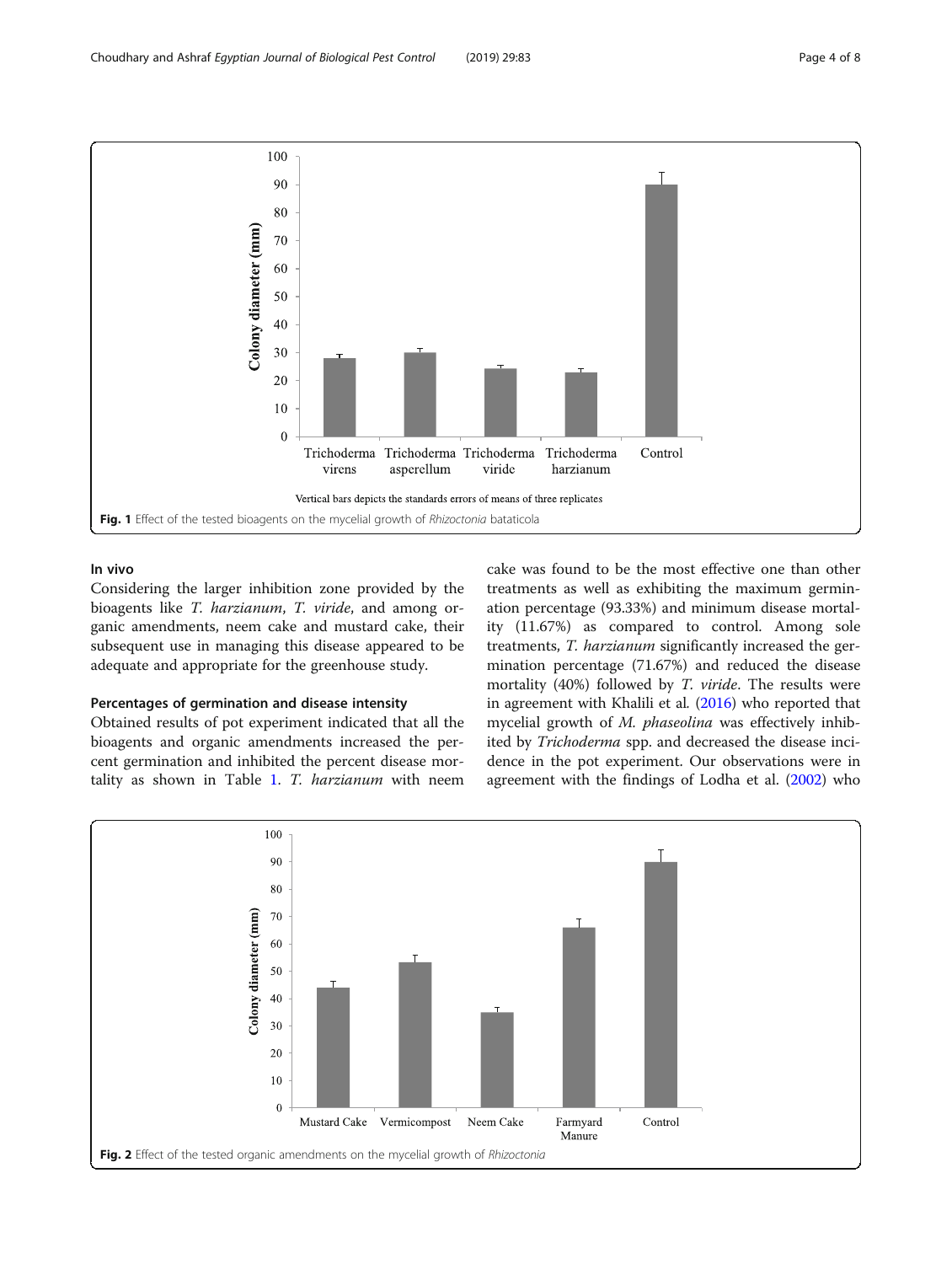Vertical bars depicts the standards errors of means of three replicates

**Fig. 1** Effect of the tested bioagents on the mycelial growth of *Rhizoctonia* bataticola

### In vivo

Considering the larger inhibition zone provided by the bioagents like *T. harzianum*, *T. viride*, and among organic amendments, neem cake and mustard cake, their subsequent use in managing this disease appeared to be adequate and appropriate for the greenhouse study.

#### Percentages of germination and disease intensity

Obtained results of pot experiment indicated that all the bioagents and organic amendments increased the percent germination and inhibited the percent disease mortality as shown in Table 1. *T. harzianum* with neem cake was found to be the most effective one than other treatments as well as exhibiting the maximum germination percentage (93.33%) and minimum disease mortality (11.67%) as compared to control. Among sole treatments, *T. harzianum* significantly increased the germination percentage (71.67%) and reduced the disease mortality (40%) followed by *T. viride*. The results were in agreement with Khalili et al. (2016) who reported that mycelial growth of *M. phaseolina* was effectively inhibited by *Trichoderma* spp. and decreased the disease incidence in the pot experiment. Our observations were in agreement with the findings of Lodha et al. (2002) who

**Fig. 2** Effect of the tested organic amendments on the mycelial growth of *Rhizoctonia*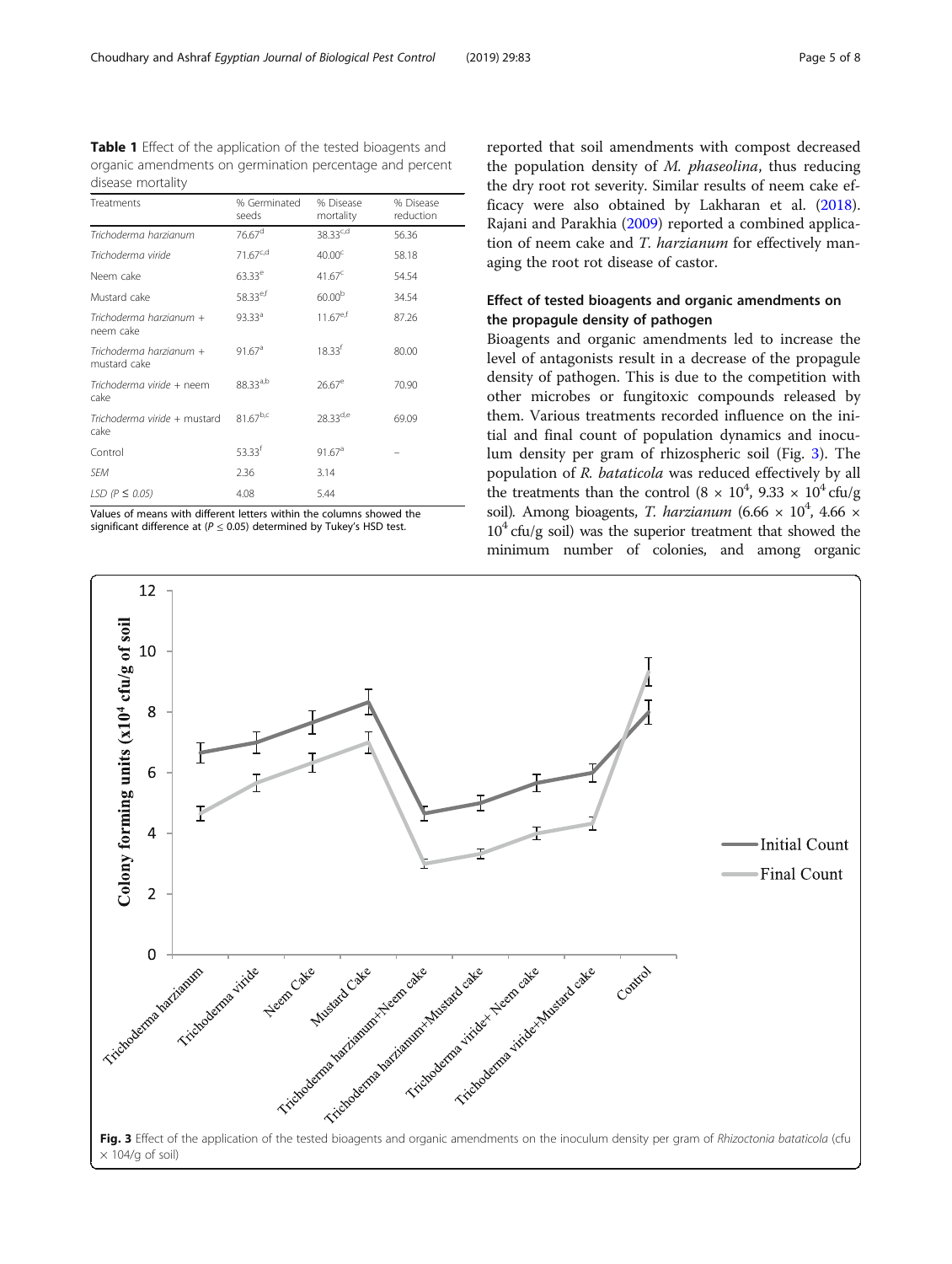**Table 1** Effect of the application of the tested bioagents and organic amendments on germination percentage and percent disease mortality

| Treatments | % Germinated seeds | % Disease mortality | % Disease reduction |
|---|---|---|---|
| *Trichoderma harzianum* | 76.67[d] | 38.33[c,d] | 56.36 |
| *Trichoderma viride* | 71.67[c,d] | 40.00[c] | 58.18 |
| Neem cake | 63.33[e] | 41.67[c] | 54.54 |
| Mustard cake | 58.33[e,f] | 60.00[b] | 34.54 |
| *Trichoderma harzianum* + neem cake | 93.33[a] | 11.67[e,f] | 87.26 |
| *Trichoderma harzianum* + mustard cake | 91.67[a] | 18.33[f] | 80.00 |
| *Trichoderma viride* + neem cake | 88.33[a,b] | 26.67[e] | 70.90 |
| *Trichoderma viride* + mustard cake | 81.67[b,c] | 28.33[d,e] | 69.09 |
| Control | 53.33[f] | 91.67[a] | – |
| *SEM* | 2.36 | 3.14 | |
| *LSD (P ≤ 0.05)* | 4.08 | 5.44 | |

Values of means with different letters within the columns showed the significant difference at ($P \leq 0.05$) determined by Tukey's HSD test.

reported that soil amendments with compost decreased the population density of *M. phaseolina*, thus reducing the dry root rot severity. Similar results of neem cake efficacy were also obtained by Lakharan et al. (2018). Rajani and Parakhia (2009) reported a combined application of neem cake and *T. harzianum* for effectively managing the root rot disease of castor.

## Effect of tested bioagents and organic amendments on the propagule density of pathogen

Bioagents and organic amendments led to increase the level of antagonists result in a decrease of the propagule density of pathogen. This is due to the competition with other microbes or fungitoxic compounds released by them. Various treatments recorded influence on the initial and final count of population dynamics and inoculum density per gram of rhizospheric soil (Fig. 3). The population of *R. bataticola* was reduced effectively by all the treatments than the control ($8 \times 10^4$, $9.33 \times 10^4$ cfu/g soil). Among bioagents, *T. harzianum* ($6.66 \times 10^4$, $4.66 \times 10^4$ cfu/g soil) was the superior treatment that showed the minimum number of colonies, and among organic

**Fig. 3** Effect of the application of the tested bioagents and organic amendments on the inoculum density per gram of *Rhizoctonia bataticola* (cfu × 104/g of soil)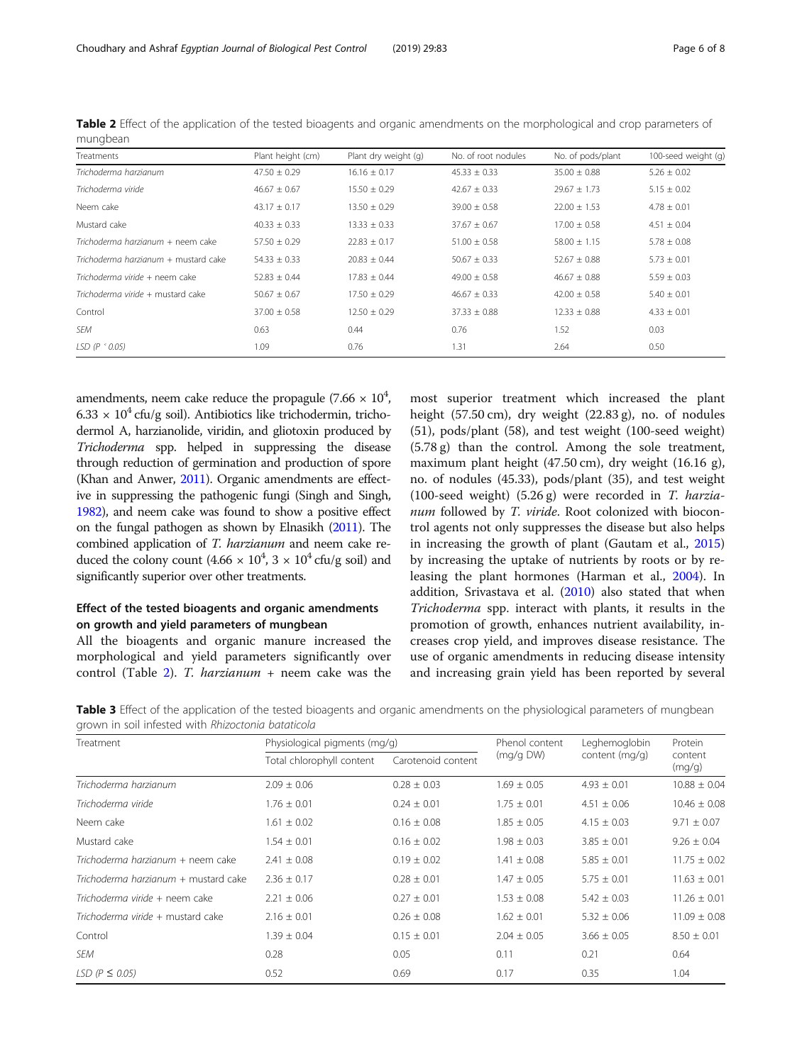**Table 2** Effect of the application of the tested bioagents and organic amendments on the morphological and crop parameters of mungbean

| Treatments | Plant height (cm) | Plant dry weight (g) | No. of root nodules | No. of pods/plant | 100-seed weight (g) |
|---|---|---|---|---|---|
| *Trichoderma harzianum* | 47.50 ± 0.29 | 16.16 ± 0.17 | 45.33 ± 0.33 | 35.00 ± 0.88 | 5.26 ± 0.02 |
| *Trichoderma viride* | 46.67 ± 0.67 | 15.50 ± 0.29 | 42.67 ± 0.33 | 29.67 ± 1.73 | 5.15 ± 0.02 |
| Neem cake | 43.17 ± 0.17 | 13.50 ± 0.29 | 39.00 ± 0.58 | 22.00 ± 1.53 | 4.78 ± 0.01 |
| Mustard cake | 40.33 ± 0.33 | 13.33 ± 0.33 | 37.67 ± 0.67 | 17.00 ± 0.58 | 4.51 ± 0.04 |
| *Trichoderma harzianum* + neem cake | 57.50 ± 0.29 | 22.83 ± 0.17 | 51.00 ± 0.58 | 58.00 ± 1.15 | 5.78 ± 0.08 |
| *Trichoderma harzianum* + mustard cake | 54.33 ± 0.33 | 20.83 ± 0.44 | 50.67 ± 0.33 | 52.67 ± 0.88 | 5.73 ± 0.01 |
| *Trichoderma viride* + neem cake | 52.83 ± 0.44 | 17.83 ± 0.44 | 49.00 ± 0.58 | 46.67 ± 0.88 | 5.59 ± 0.03 |
| *Trichoderma viride* + mustard cake | 50.67 ± 0.67 | 17.50 ± 0.29 | 46.67 ± 0.33 | 42.00 ± 0.58 | 5.40 ± 0.01 |
| Control | 37.00 ± 0.58 | 12.50 ± 0.29 | 37.33 ± 0.88 | 12.33 ± 0.88 | 4.33 ± 0.01 |
| *SEM* | 0.63 | 0.44 | 0.76 | 1.52 | 0.03 |
| *LSD ($P \leq 0.05$)* | 1.09 | 0.76 | 1.31 | 2.64 | 0.50 |

amendments, neem cake reduce the propagule ($7.66 \times 10^4$, $6.33 \times 10^4$ cfu/g soil). Antibiotics like trichodermin, trichodermol A, harzianolide, viridin, and gliotoxin produced by *Trichoderma* spp. helped in suppressing the disease through reduction of germination and production of spore (Khan and Anwer, 2011). Organic amendments are effective in suppressing the pathogenic fungi (Singh and Singh, 1982), and neem cake was found to show a positive effect on the fungal pathogen as shown by Elnasikh (2011). The combined application of *T. harzianum* and neem cake reduced the colony count ($4.66 \times 10^4$, $3 \times 10^4$ cfu/g soil) and significantly superior over other treatments.

### Effect of the tested bioagents and organic amendments on growth and yield parameters of mungbean

All the bioagents and organic manure increased the morphological and yield parameters significantly over control (Table 2). *T. harzianum* + neem cake was the most superior treatment which increased the plant height (57.50 cm), dry weight (22.83 g), no. of nodules (51), pods/plant (58), and test weight (100-seed weight) (5.78 g) than the control. Among the sole treatment, maximum plant height (47.50 cm), dry weight (16.16 g), no. of nodules (45.33), pods/plant (35), and test weight (100-seed weight) (5.26 g) were recorded in *T. harzianum* followed by *T. viride*. Root colonized with biocontrol agents not only suppresses the disease but also helps in increasing the growth of plant (Gautam et al., 2015) by increasing the uptake of nutrients by roots or by releasing the plant hormones (Harman et al., 2004). In addition, Srivastava et al. (2010) also stated that when *Trichoderma* spp. interact with plants, it results in the promotion of growth, enhances nutrient availability, increases crop yield, and improves disease resistance. The use of organic amendments in reducing disease intensity and increasing grain yield has been reported by several

**Table 3** Effect of the application of the tested bioagents and organic amendments on the physiological parameters of mungbean grown in soil infested with *Rhizoctonia bataticola*

| Treatment | Physiological pigments (mg/g) | | Phenol content (mg/g DW) | Leghemoglobin content (mg/g) | Protein content (mg/g) |
|---|---|---|---|---|---|
| | Total chlorophyll content | Carotenoid content | | | |
| *Trichoderma harzianum* | 2.09 ± 0.06 | 0.28 ± 0.03 | 1.69 ± 0.05 | 4.93 ± 0.01 | 10.88 ± 0.04 |
| *Trichoderma viride* | 1.76 ± 0.01 | 0.24 ± 0.01 | 1.75 ± 0.01 | 4.51 ± 0.06 | 10.46 ± 0.08 |
| Neem cake | 1.61 ± 0.02 | 0.16 ± 0.08 | 1.85 ± 0.05 | 4.15 ± 0.03 | 9.71 ± 0.07 |
| Mustard cake | 1.54 ± 0.01 | 0.16 ± 0.02 | 1.98 ± 0.03 | 3.85 ± 0.01 | 9.26 ± 0.04 |
| *Trichoderma harzianum* + neem cake | 2.41 ± 0.08 | 0.19 ± 0.02 | 1.41 ± 0.08 | 5.85 ± 0.01 | 11.75 ± 0.02 |
| *Trichoderma harzianum* + mustard cake | 2.36 ± 0.17 | 0.28 ± 0.01 | 1.47 ± 0.05 | 5.75 ± 0.01 | 11.63 ± 0.01 |
| *Trichoderma viride* + neem cake | 2.21 ± 0.06 | 0.27 ± 0.01 | 1.53 ± 0.08 | 5.42 ± 0.03 | 11.26 ± 0.01 |
| *Trichoderma viride* + mustard cake | 2.16 ± 0.01 | 0.26 ± 0.08 | 1.62 ± 0.01 | 5.32 ± 0.06 | 11.09 ± 0.08 |
| Control | 1.39 ± 0.04 | 0.15 ± 0.01 | 2.04 ± 0.05 | 3.66 ± 0.05 | 8.50 ± 0.01 |
| *SEM* | 0.28 | 0.05 | 0.11 | 0.21 | 0.64 |
| *LSD ($P \leq 0.05$)* | 0.52 | 0.69 | 0.17 | 0.35 | 1.04 |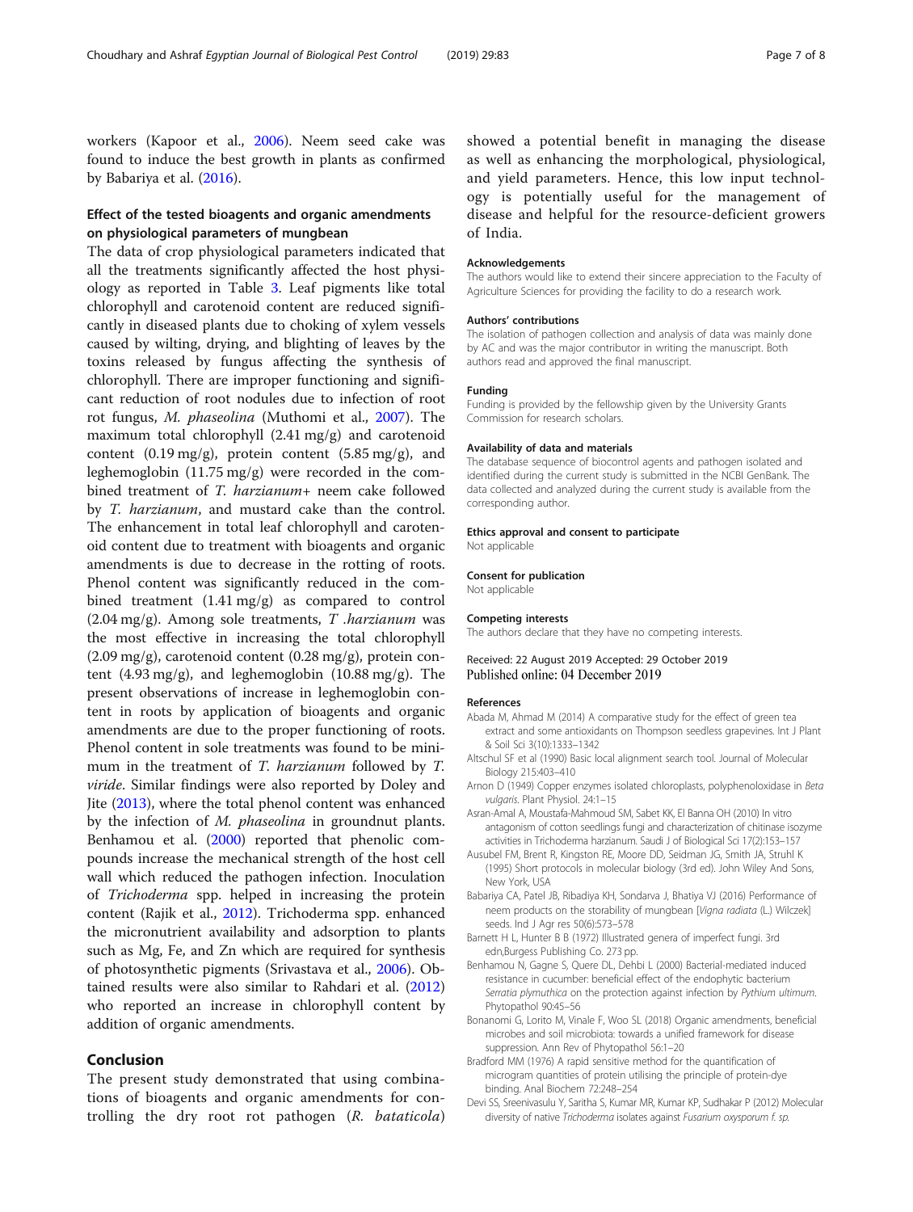workers (Kapoor et al., 2006). Neem seed cake was found to induce the best growth in plants as confirmed by Babariya et al. (2016).

### Effect of the tested bioagents and organic amendments on physiological parameters of mungbean

The data of crop physiological parameters indicated that all the treatments significantly affected the host physiology as reported in Table 3. Leaf pigments like total chlorophyll and carotenoid content are reduced significantly in diseased plants due to choking of xylem vessels caused by wilting, drying, and blighting of leaves by the toxins released by fungus affecting the synthesis of chlorophyll. There are improper functioning and significant reduction of root nodules due to infection of root rot fungus, *M. phaseolina* (Muthomi et al., 2007). The maximum total chlorophyll (2.41 mg/g) and carotenoid content (0.19 mg/g), protein content (5.85 mg/g), and leghemoglobin (11.75 mg/g) were recorded in the combined treatment of *T. harzianum*+ neem cake followed by *T. harzianum*, and mustard cake than the control. The enhancement in total leaf chlorophyll and carotenoid content due to treatment with bioagents and organic amendments is due to decrease in the rotting of roots. Phenol content was significantly reduced in the combined treatment (1.41 mg/g) as compared to control (2.04 mg/g). Among sole treatments, *T .harzianum* was the most effective in increasing the total chlorophyll (2.09 mg/g), carotenoid content (0.28 mg/g), protein content (4.93 mg/g), and leghemoglobin (10.88 mg/g). The present observations of increase in leghemoglobin content in roots by application of bioagents and organic amendments are due to the proper functioning of roots. Phenol content in sole treatments was found to be minimum in the treatment of *T. harzianum* followed by *T. viride*. Similar findings were also reported by Doley and Jite (2013), where the total phenol content was enhanced by the infection of *M. phaseolina* in groundnut plants. Benhamou et al. (2000) reported that phenolic compounds increase the mechanical strength of the host cell wall which reduced the pathogen infection. Inoculation of *Trichoderma* spp. helped in increasing the protein content (Rajik et al., 2012). Trichoderma spp. enhanced the micronutrient availability and adsorption to plants such as Mg, Fe, and Zn which are required for synthesis of photosynthetic pigments (Srivastava et al., 2006). Obtained results were also similar to Rahdari et al. (2012) who reported an increase in chlorophyll content by addition of organic amendments.

## Conclusion

The present study demonstrated that using combinations of bioagents and organic amendments for controlling the dry root rot pathogen (*R. bataticola*) showed a potential benefit in managing the disease as well as enhancing the morphological, physiological, and yield parameters. Hence, this low input technology is potentially useful for the management of disease and helpful for the resource-deficient growers of India.

#### Acknowledgements

The authors would like to extend their sincere appreciation to the Faculty of Agriculture Sciences for providing the facility to do a research work.

#### Authors' contributions

The isolation of pathogen collection and analysis of data was mainly done by AC and was the major contributor in writing the manuscript. Both authors read and approved the final manuscript.

#### Funding

Funding is provided by the fellowship given by the University Grants Commission for research scholars.

#### Availability of data and materials

The database sequence of biocontrol agents and pathogen isolated and identified during the current study is submitted in the NCBI GenBank. The data collected and analyzed during the current study is available from the corresponding author.

#### Ethics approval and consent to participate

Not applicable

#### Consent for publication

Not applicable

#### Competing interests

The authors declare that they have no competing interests.

Received: 22 August 2019 Accepted: 29 October 2019
Published online: 04 December 2019

#### References

Abada M, Ahmad M (2014) A comparative study for the effect of green tea extract and some antioxidants on Thompson seedless grapevines. Int J Plant & Soil Sci 3(10):1333–1342

Altschul SF et al (1990) Basic local alignment search tool. Journal of Molecular Biology 215:403–410

Arnon D (1949) Copper enzymes isolated chloroplasts, polyphenoloxidase in *Beta vulgaris*. Plant Physiol. 24:1–15

Asran-Amal A, Moustafa-Mahmoud SM, Sabet KK, El Banna OH (2010) In vitro antagonism of cotton seedlings fungi and characterization of chitinase isozyme activities in Trichoderma harzianum. Saudi J of Biological Sci 17(2):153–157

Ausubel FM, Brent R, Kingston RE, Moore DD, Seidman JG, Smith JA, Struhl K (1995) Short protocols in molecular biology (3rd ed). John Wiley And Sons, New York, USA

Babariya CA, Patel JB, Ribadiya KH, Sondarva J, Bhatiya VJ (2016) Performance of neem products on the storability of mungbean [*Vigna radiata* (L.) Wilczek] seeds. Ind J Agr res 50(6):573–578

Barnett H L, Hunter B B (1972) Illustrated genera of imperfect fungi. 3rd edn,Burgess Publishing Co. 273 pp.

Benhamou N, Gagne S, Quere DL, Dehbi L (2000) Bacterial-mediated induced resistance in cucumber: beneficial effect of the endophytic bacterium *Serratia plymuthica* on the protection against infection by *Pythium ultimum*. Phytopathol 90:45–56

Bonanomi G, Lorito M, Vinale F, Woo SL (2018) Organic amendments, beneficial microbes and soil microbiota: towards a unified framework for disease suppression. Ann Rev of Phytopathol 56:1–20

Bradford MM (1976) A rapid sensitive method for the quantification of microgram quantities of protein utilising the principle of protein-dye binding. Anal Biochem 72:248–254

Devi SS, Sreenivasulu Y, Saritha S, Kumar MR, Kumar KP, Sudhakar P (2012) Molecular diversity of native *Trichoderma* isolates against *Fusarium oxysporum f. sp.*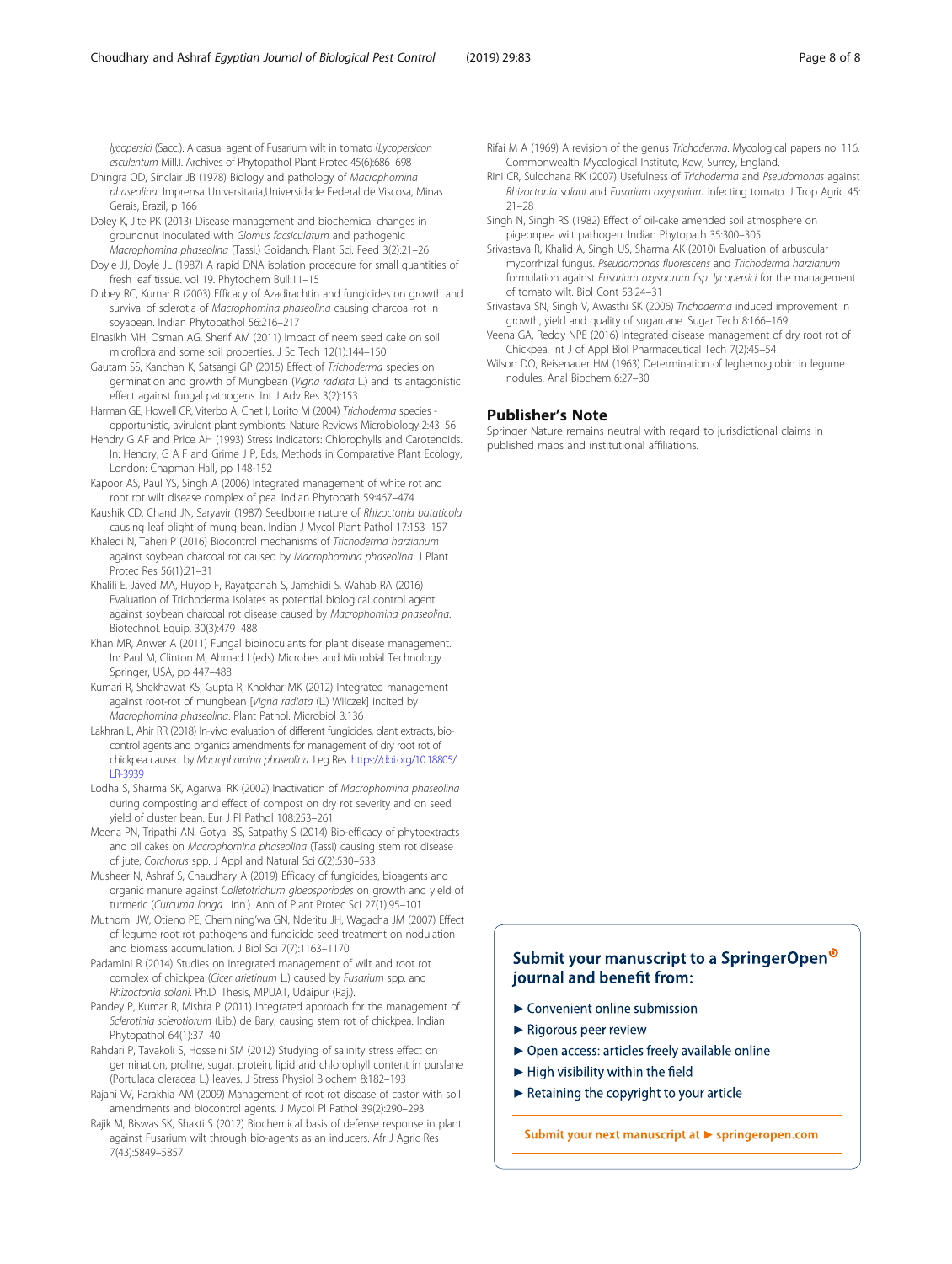*lycopersici* (Sacc.). A casual agent of Fusarium wilt in tomato (*Lycopersicon esculentum* Mill.). Archives of Phytopathol Plant Protec 45(6):686–698

Dhingra OD, Sinclair JB (1978) Biology and pathology of *Macrophomina phaseolina*. Imprensa Universitaria,Universidade Federal de Viscosa, Minas Gerais, Brazil, p 166

Doley K, Jite PK (2013) Disease management and biochemical changes in groundnut inoculated with *Glomus facsiculatum* and pathogenic *Macrophomina phaseolina* (Tassi.) Goidanch. Plant Sci. Feed 3(2):21–26

Doyle JJ, Doyle JL (1987) A rapid DNA isolation procedure for small quantities of fresh leaf tissue. vol 19. Phytochem Bull:11–15

Dubey RC, Kumar R (2003) Efficacy of Azadirachtin and fungicides on growth and survival of sclerotia of *Macrophomina phaseolina* causing charcoal rot in soyabean. Indian Phytopathol 56:216–217

Elnasikh MH, Osman AG, Sherif AM (2011) Impact of neem seed cake on soil microflora and some soil properties. J Sc Tech 12(1):144–150

Gautam SS, Kanchan K, Satsangi GP (2015) Effect of *Trichoderma* species on germination and growth of Mungbean (*Vigna radiata* L.) and its antagonistic effect against fungal pathogens. Int J Adv Res 3(2):153

Harman GE, Howell CR, Viterbo A, Chet I, Lorito M (2004) *Trichoderma* species - opportunistic, avirulent plant symbionts. Nature Reviews Microbiology 2:43–56

Hendry G AF and Price AH (1993) Stress Indicators: Chlorophylls and Carotenoids. In: Hendry, G A F and Grime J P, Eds, Methods in Comparative Plant Ecology, London: Chapman Hall, pp 148-152

Kapoor AS, Paul YS, Singh A (2006) Integrated management of white rot and root rot wilt disease complex of pea. Indian Phytopath 59:467–474

Kaushik CD, Chand JN, Saryavir (1987) Seedborne nature of *Rhizoctonia bataticola* causing leaf blight of mung bean. Indian J Mycol Plant Pathol 17:153–157

Khaledi N, Taheri P (2016) Biocontrol mechanisms of *Trichoderma harzianum* against soybean charcoal rot caused by *Macrophomina phaseolina*. J Plant Protec Res 56(1):21–31

Khalili E, Javed MA, Huyop F, Rayatpanah S, Jamshidi S, Wahab RA (2016) Evaluation of Trichoderma isolates as potential biological control agent against soybean charcoal rot disease caused by *Macrophomina phaseolina*. Biotechnol. Equip. 30(3):479–488

Khan MR, Anwer A (2011) Fungal bioinoculants for plant disease management. In: Paul M, Clinton M, Ahmad I (eds) Microbes and Microbial Technology. Springer, USA, pp 447–488

Kumari R, Shekhawat KS, Gupta R, Khokhar MK (2012) Integrated management against root-rot of mungbean [*Vigna radiata* (L.) Wilczek] incited by *Macrophomina phaseolina*. Plant Pathol. Microbiol 3:136

Lakhran L, Ahir RR (2018) In-vivo evaluation of different fungicides, plant extracts, bio-control agents and organics amendments for management of dry root rot of chickpea caused by *Macrophomina phaseolina*. Leg Res. https://doi.org/10.18805/LR-3939

Lodha S, Sharma SK, Agarwal RK (2002) Inactivation of *Macrophomina phaseolina* during composting and effect of compost on dry rot severity and on seed yield of cluster bean. Eur J Pl Pathol 108:253–261

Meena PN, Tripathi AN, Gotyal BS, Satpathy S (2014) Bio-efficacy of phytoextracts and oil cakes on *Macrophomina phaseolina* (Tassi) causing stem rot disease of jute, *Corchorus* spp. J Appl and Natural Sci 6(2):530–533

Musheer N, Ashraf S, Chaudhary A (2019) Efficacy of fungicides, bioagents and organic manure against *Colletotrichum gloeosporiodes* on growth and yield of turmeric (*Curcuma longa* Linn.). Ann of Plant Protec Sci 27(1):95–101

Muthomi JW, Otieno PE, Chemining'wa GN, Nderitu JH, Wagacha JM (2007) Effect of legume root rot pathogens and fungicide seed treatment on nodulation and biomass accumulation. J Biol Sci 7(7):1163–1170

Padamini R (2014) Studies on integrated management of wilt and root rot complex of chickpea (*Cicer arietinum* L.) caused by *Fusarium* spp. and *Rhizoctonia solani*. Ph.D. Thesis, MPUAT, Udaipur (Raj.).

Pandey P, Kumar R, Mishra P (2011) Integrated approach for the management of *Sclerotinia sclerotiorum* (Lib.) de Bary, causing stem rot of chickpea. Indian Phytopathol 64(1):37–40

Rahdari P, Tavakoli S, Hosseini SM (2012) Studying of salinity stress effect on germination, proline, sugar, protein, lipid and chlorophyll content in purslane (Portulaca oleracea L.) leaves. J Stress Physiol Biochem 8:182–193

Rajani VV, Parakhia AM (2009) Management of root rot disease of castor with soil amendments and biocontrol agents. J Mycol Pl Pathol 39(2):290–293

Rajik M, Biswas SK, Shakti S (2012) Biochemical basis of defense response in plant against Fusarium wilt through bio-agents as an inducers. Afr J Agric Res 7(43):5849–5857

Rifai M A (1969) A revision of the genus *Trichoderma*. Mycological papers no. 116. Commonwealth Mycological Institute, Kew, Surrey, England.

Rini CR, Sulochana RK (2007) Usefulness of *Trichoderma* and *Pseudomonas* against *Rhizoctonia solani* and *Fusarium oxysporium* infecting tomato. J Trop Agric 45: 21–28

Singh N, Singh RS (1982) Effect of oil-cake amended soil atmosphere on pigeonpea wilt pathogen. Indian Phytopath 35:300–305

Srivastava R, Khalid A, Singh US, Sharma AK (2010) Evaluation of arbuscular mycorrhizal fungus. *Pseudomonas fluorescens* and *Trichoderma harzianum* formulation against *Fusarium oxysporum f.sp. lycopersici* for the management of tomato wilt. Biol Cont 53:24–31

Srivastava SN, Singh V, Awasthi SK (2006) *Trichoderma* induced improvement in growth, yield and quality of sugarcane. Sugar Tech 8:166–169

Veena GA, Reddy NPE (2016) Integrated disease management of dry root rot of Chickpea. Int J of Appl Biol Pharmaceutical Tech 7(2):45–54

Wilson DO, Reisenauer HM (1963) Determination of leghemoglobin in legume nodules. Anal Biochem 6:27–30

## Publisher's Note

Springer Nature remains neutral with regard to jurisdictional claims in published maps and institutional affiliations.